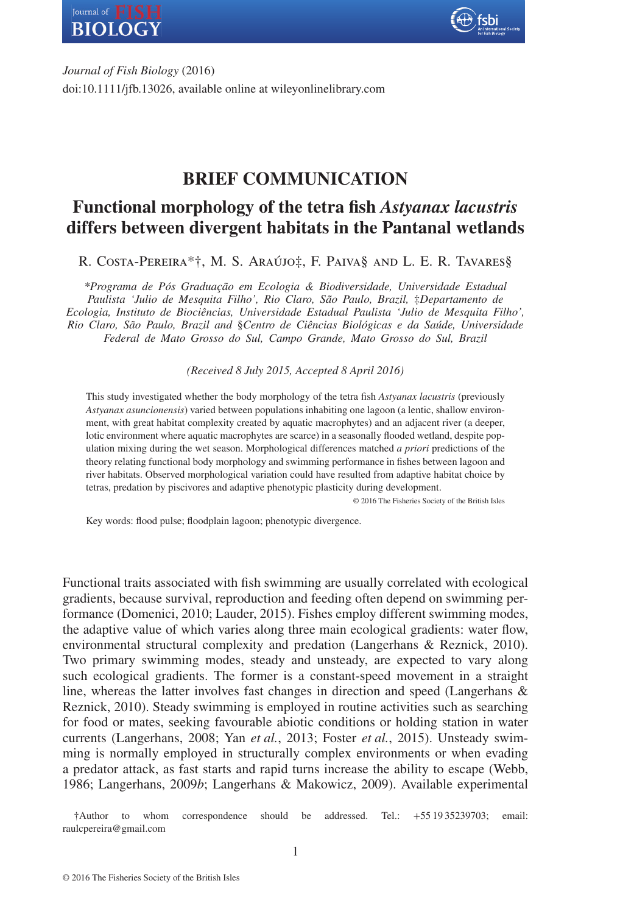Journal of Fish Biology (2016)
doi:10.1111/jfb.13026, available online at wileyonlinelibrary.com

# BRIEF COMMUNICATION

# Functional morphology of the tetra fish *Astyanax lacustris* differs between divergent habitats in the Pantanal wetlands

R. Costa-Pereira*†, M. S. Araújo‡, F. Paiva§ and L. E. R. Tavares§

*\*Programa de Pós Graduação em Ecologia & Biodiversidade, Universidade Estadual Paulista 'Julio de Mesquita Filho', Rio Claro, São Paulo, Brazil, ‡Departamento de Ecologia, Instituto de Biociências, Universidade Estadual Paulista 'Julio de Mesquita Filho', Rio Claro, São Paulo, Brazil and §Centro de Ciências Biológicas e da Saúde, Universidade Federal de Mato Grosso do Sul, Campo Grande, Mato Grosso do Sul, Brazil*

*(Received 8 July 2015, Accepted 8 April 2016)*

This study investigated whether the body morphology of the tetra fish *Astyanax lacustris* (previously *Astyanax asuncionensis*) varied between populations inhabiting one lagoon (a lentic, shallow environment, with great habitat complexity created by aquatic macrophytes) and an adjacent river (a deeper, lotic environment where aquatic macrophytes are scarce) in a seasonally flooded wetland, despite population mixing during the wet season. Morphological differences matched *a priori* predictions of the theory relating functional body morphology and swimming performance in fishes between lagoon and river habitats. Observed morphological variation could have resulted from adaptive habitat choice by tetras, predation by piscivores and adaptive phenotypic plasticity during development.

© 2016 The Fisheries Society of the British Isles

Key words: flood pulse; floodplain lagoon; phenotypic divergence.

Functional traits associated with fish swimming are usually correlated with ecological gradients, because survival, reproduction and feeding often depend on swimming performance (Domenici, 2010; Lauder, 2015). Fishes employ different swimming modes, the adaptive value of which varies along three main ecological gradients: water flow, environmental structural complexity and predation (Langerhans & Reznick, 2010). Two primary swimming modes, steady and unsteady, are expected to vary along such ecological gradients. The former is a constant-speed movement in a straight line, whereas the latter involves fast changes in direction and speed (Langerhans & Reznick, 2010). Steady swimming is employed in routine activities such as searching for food or mates, seeking favourable abiotic conditions or holding station in water currents (Langerhans, 2008; Yan *et al.*, 2013; Foster *et al.*, 2015). Unsteady swimming is normally employed in structurally complex environments or when evading a predator attack, as fast starts and rapid turns increase the ability to escape (Webb, 1986; Langerhans, 2009*b*; Langerhans & Makowicz, 2009). Available experimental

†Author to whom correspondence should be addressed. Tel.: +55 19 35239703; email: raulcpereira@gmail.com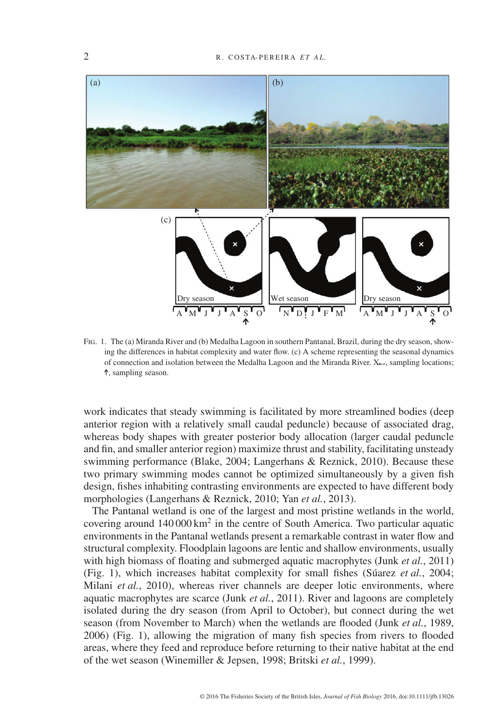Fig. 1. The (a) Miranda River and (b) Medalha Lagoon in southern Pantanal, Brazil, during the dry season, showing the differences in habitat complexity and water flow. (c) A scheme representing the seasonal dynamics of connection and isolation between the Medalha Lagoon and the Miranda River. X, sampling locations; ↑, sampling season.

work indicates that steady swimming is facilitated by more streamlined bodies (deep anterior region with a relatively small caudal peduncle) because of associated drag, whereas body shapes with greater posterior body allocation (larger caudal peduncle and fin, and smaller anterior region) maximize thrust and stability, facilitating unsteady swimming performance (Blake, 2004; Langerhans & Reznick, 2010). Because these two primary swimming modes cannot be optimized simultaneously by a given fish design, fishes inhabiting contrasting environments are expected to have different body morphologies (Langerhans & Reznick, 2010; Yan *et al.*, 2013).

The Pantanal wetland is one of the largest and most pristine wetlands in the world, covering around 140 000 $km^2$ in the centre of South America. Two particular aquatic environments in the Pantanal wetlands present a remarkable contrast in water flow and structural complexity. Floodplain lagoons are lentic and shallow environments, usually with high biomass of floating and submerged aquatic macrophytes (Junk *et al.*, 2011) (Fig. 1), which increases habitat complexity for small fishes (Súarez *et al.*, 2004; Milani *et al.*, 2010), whereas river channels are deeper lotic environments, where aquatic macrophytes are scarce (Junk *et al.*, 2011). River and lagoons are completely isolated during the dry season (from April to October), but connect during the wet season (from November to March) when the wetlands are flooded (Junk *et al.*, 1989, 2006) (Fig. 1), allowing the migration of many fish species from rivers to flooded areas, where they feed and reproduce before returning to their native habitat at the end of the wet season (Winemiller & Jepsen, 1998; Britski *et al.*, 1999).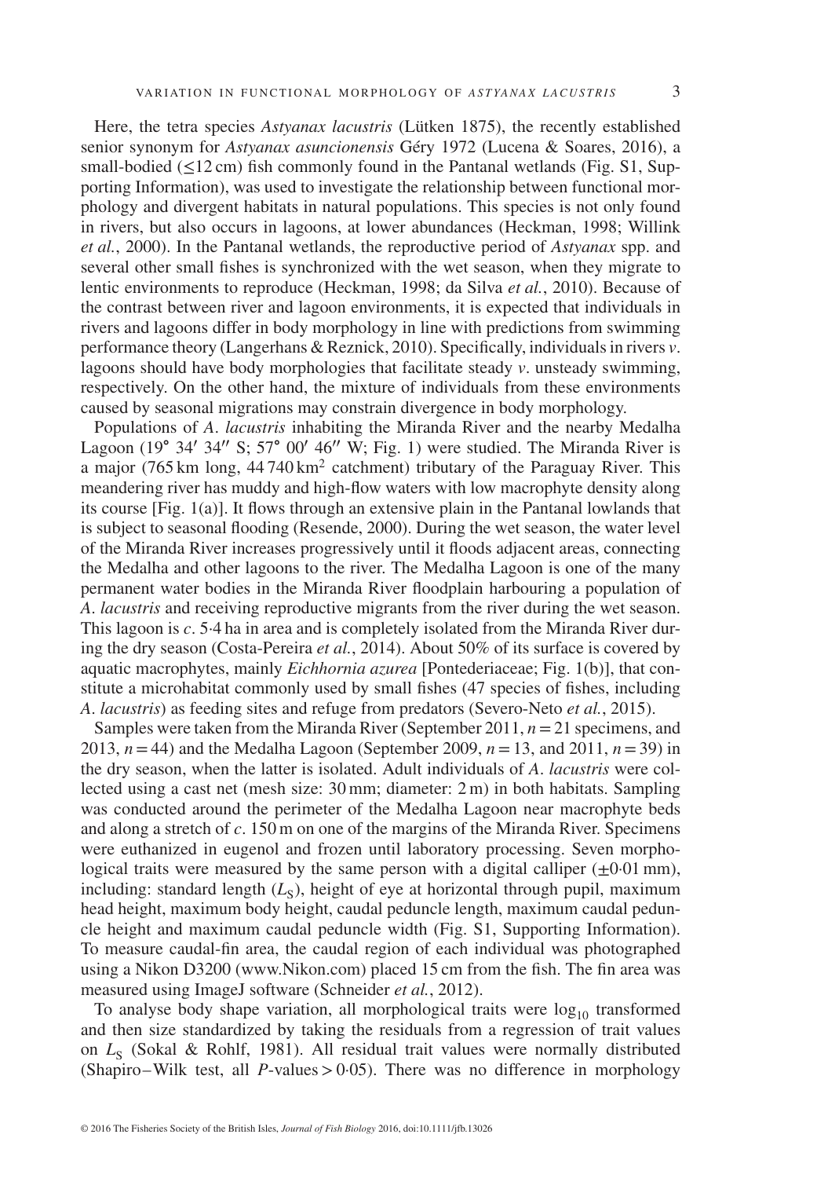Here, the tetra species *Astyanax lacustris* (Lütken 1875), the recently established senior synonym for *Astyanax asuncionensis* Géry 1972 (Lucena & Soares, 2016), a small-bodied ($\leq$12 cm) fish commonly found in the Pantanal wetlands (Fig. S1, Supporting Information), was used to investigate the relationship between functional morphology and divergent habitats in natural populations. This species is not only found in rivers, but also occurs in lagoons, at lower abundances (Heckman, 1998; Willink *et al.*, 2000). In the Pantanal wetlands, the reproductive period of *Astyanax* spp. and several other small fishes is synchronized with the wet season, when they migrate to lentic environments to reproduce (Heckman, 1998; da Silva *et al.*, 2010). Because of the contrast between river and lagoon environments, it is expected that individuals in rivers and lagoons differ in body morphology in line with predictions from swimming performance theory (Langerhans & Reznick, 2010). Specifically, individuals in rivers *v.* lagoons should have body morphologies that facilitate steady *v.* unsteady swimming, respectively. On the other hand, the mixture of individuals from these environments caused by seasonal migrations may constrain divergence in body morphology.

Populations of *A. lacustris* inhabiting the Miranda River and the nearby Medalha Lagoon (19° 34′ 34″ S; 57° 00′ 46″ W; Fig. 1) were studied. The Miranda River is a major (765 km long, 44 740 km$^2$ catchment) tributary of the Paraguay River. This meandering river has muddy and high-flow waters with low macrophyte density along its course [Fig. 1(a)]. It flows through an extensive plain in the Pantanal lowlands that is subject to seasonal flooding (Resende, 2000). During the wet season, the water level of the Miranda River increases progressively until it floods adjacent areas, connecting the Medalha and other lagoons to the river. The Medalha Lagoon is one of the many permanent water bodies in the Miranda River floodplain harbouring a population of *A. lacustris* and receiving reproductive migrants from the river during the wet season. This lagoon is *c.* 5·4 ha in area and is completely isolated from the Miranda River during the dry season (Costa-Pereira *et al.*, 2014). About 50% of its surface is covered by aquatic macrophytes, mainly *Eichhornia azurea* [Pontederiaceae; Fig. 1(b)], that constitute a microhabitat commonly used by small fishes (47 species of fishes, including *A. lacustris*) as feeding sites and refuge from predators (Severo-Neto *et al.*, 2015).

Samples were taken from the Miranda River (September 2011, $n = 21$ specimens, and 2013, $n = 44$) and the Medalha Lagoon (September 2009, $n = 13$, and 2011, $n = 39$) in the dry season, when the latter is isolated. Adult individuals of *A. lacustris* were collected using a cast net (mesh size: 30 mm; diameter: 2 m) in both habitats. Sampling was conducted around the perimeter of the Medalha Lagoon near macrophyte beds and along a stretch of *c.* 150 m on one of the margins of the Miranda River. Specimens were euthanized in eugenol and frozen until laboratory processing. Seven morphological traits were measured by the same person with a digital calliper ($\pm$0·01 mm), including: standard length ($L_S$), height of eye at horizontal through pupil, maximum head height, maximum body height, caudal peduncle length, maximum caudal peduncle height and maximum caudal peduncle width (Fig. S1, Supporting Information). To measure caudal-fin area, the caudal region of each individual was photographed using a Nikon D3200 (www.Nikon.com) placed 15 cm from the fish. The fin area was measured using ImageJ software (Schneider *et al.*, 2012).

To analyse body shape variation, all morphological traits were $\log_{10}$ transformed and then size standardized by taking the residuals from a regression of trait values on $L_S$ (Sokal & Rohlf, 1981). All residual trait values were normally distributed (Shapiro–Wilk test, all $P$-values > 0·05). There was no difference in morphology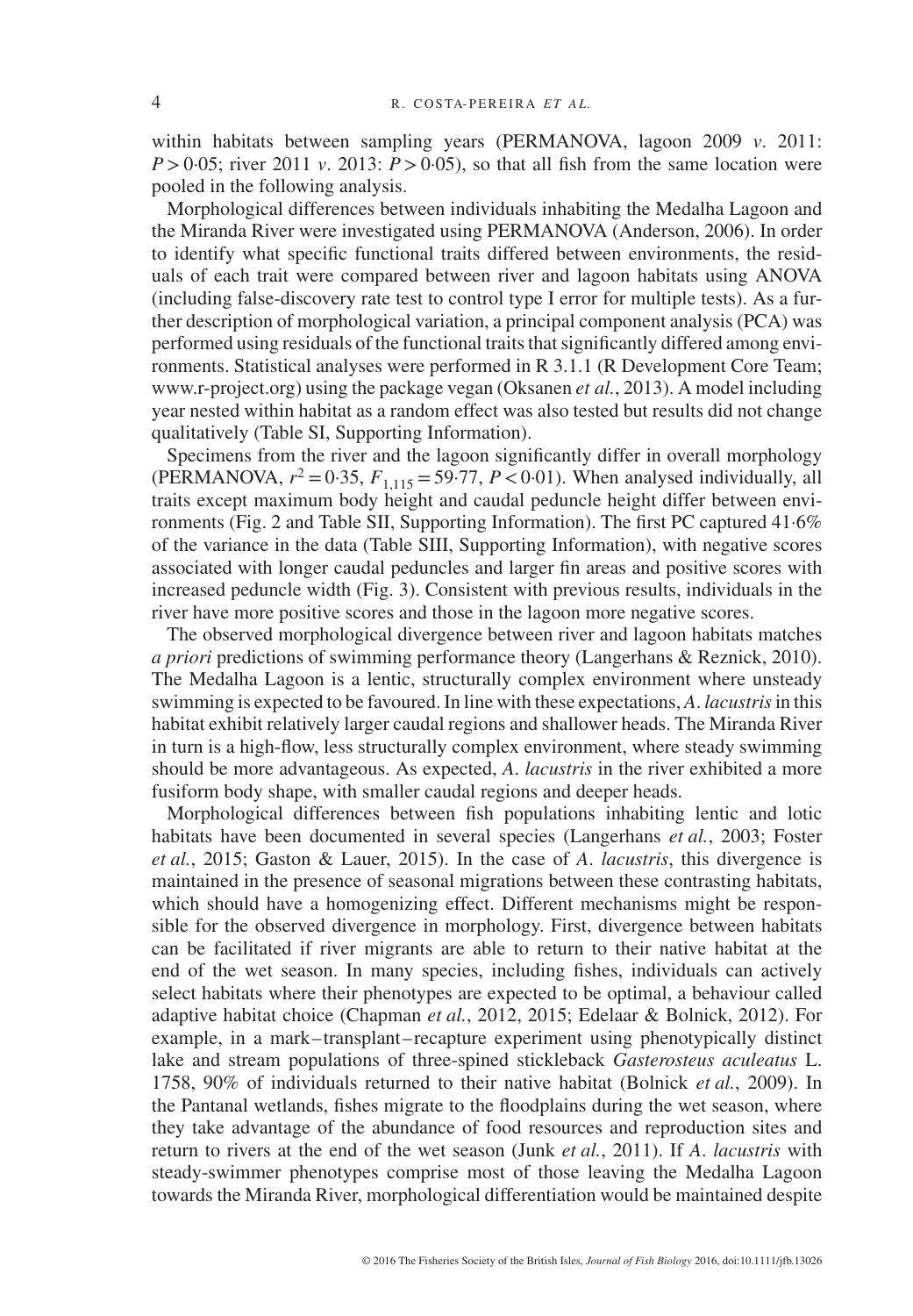within habitats between sampling years (PERMANOVA, lagoon 2009 *v*. 2011: $P > 0{\cdot}05$; river 2011 *v*. 2013: $P > 0{\cdot}05$), so that all fish from the same location were pooled in the following analysis.

Morphological differences between individuals inhabiting the Medalha Lagoon and the Miranda River were investigated using PERMANOVA (Anderson, 2006). In order to identify what specific functional traits differed between environments, the residuals of each trait were compared between river and lagoon habitats using ANOVA (including false-discovery rate test to control type I error for multiple tests). As a further description of morphological variation, a principal component analysis (PCA) was performed using residuals of the functional traits that significantly differed among environments. Statistical analyses were performed in R 3.1.1 (R Development Core Team; www.r-project.org) using the package vegan (Oksanen *et al.*, 2013). A model including year nested within habitat as a random effect was also tested but results did not change qualitatively (Table SI, Supporting Information).

Specimens from the river and the lagoon significantly differ in overall morphology (PERMANOVA, $r^2 = 0{\cdot}35$, $F_{1,115} = 59{\cdot}77$, $P < 0{\cdot}01$). When analysed individually, all traits except maximum body height and caudal peduncle height differ between environments (Fig. 2 and Table SII, Supporting Information). The first PC captured 41·6% of the variance in the data (Table SIII, Supporting Information), with negative scores associated with longer caudal peduncles and larger fin areas and positive scores with increased peduncle width (Fig. 3). Consistent with previous results, individuals in the river have more positive scores and those in the lagoon more negative scores.

The observed morphological divergence between river and lagoon habitats matches *a priori* predictions of swimming performance theory (Langerhans & Reznick, 2010). The Medalha Lagoon is a lentic, structurally complex environment where unsteady swimming is expected to be favoured. In line with these expectations, *A. lacustris* in this habitat exhibit relatively larger caudal regions and shallower heads. The Miranda River in turn is a high-flow, less structurally complex environment, where steady swimming should be more advantageous. As expected, *A. lacustris* in the river exhibited a more fusiform body shape, with smaller caudal regions and deeper heads.

Morphological differences between fish populations inhabiting lentic and lotic habitats have been documented in several species (Langerhans *et al.*, 2003; Foster *et al.*, 2015; Gaston & Lauer, 2015). In the case of *A. lacustris*, this divergence is maintained in the presence of seasonal migrations between these contrasting habitats, which should have a homogenizing effect. Different mechanisms might be responsible for the observed divergence in morphology. First, divergence between habitats can be facilitated if river migrants are able to return to their native habitat at the end of the wet season. In many species, including fishes, individuals can actively select habitats where their phenotypes are expected to be optimal, a behaviour called adaptive habitat choice (Chapman *et al.*, 2012, 2015; Edelaar & Bolnick, 2012). For example, in a mark–transplant–recapture experiment using phenotypically distinct lake and stream populations of three-spined stickleback *Gasterosteus aculeatus* L. 1758, 90% of individuals returned to their native habitat (Bolnick *et al.*, 2009). In the Pantanal wetlands, fishes migrate to the floodplains during the wet season, where they take advantage of the abundance of food resources and reproduction sites and return to rivers at the end of the wet season (Junk *et al.*, 2011). If *A. lacustris* with steady-swimmer phenotypes comprise most of those leaving the Medalha Lagoon towards the Miranda River, morphological differentiation would be maintained despite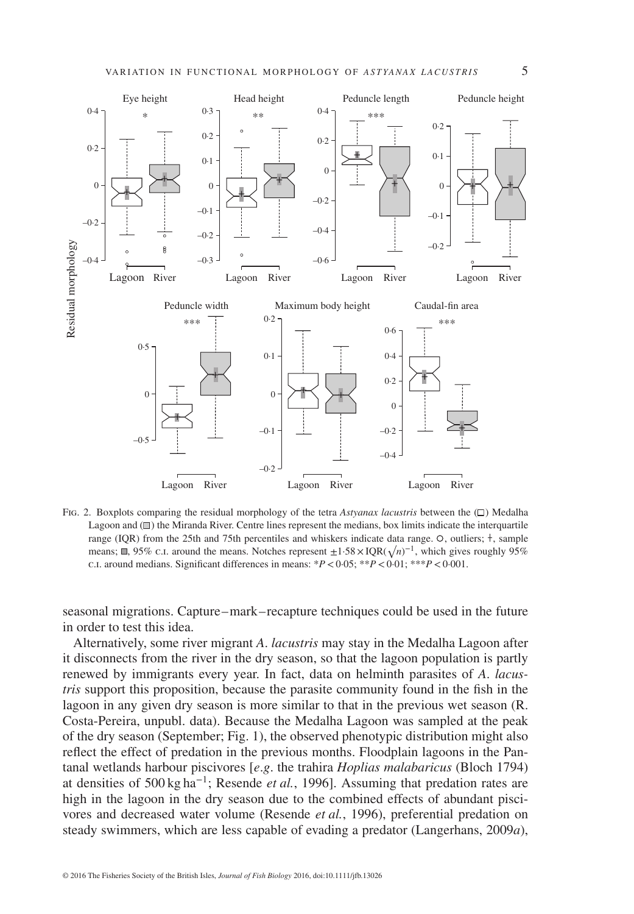Fig. 2. Boxplots comparing the residual morphology of the tetra *Astyanax lacustris* between the (□) Medalha Lagoon and (▥) the Miranda River. Centre lines represent the medians, box limits indicate the interquartile range (IQR) from the 25th and 75th percentiles and whiskers indicate data range. ○, outliers; +, sample means; ■, 95% c.i. around the means. Notches represent $\pm 1.58 \times \text{IQR}(\sqrt{n})^{-1}$, which gives roughly 95% c.i. around medians. Significant differences in means: $^*P < 0.05$; $^{**}P < 0.01$; $^{***}P < 0.001$.

seasonal migrations. Capture–mark–recapture techniques could be used in the future in order to test this idea.

Alternatively, some river migrant *A. lacustris* may stay in the Medalha Lagoon after it disconnects from the river in the dry season, so that the lagoon population is partly renewed by immigrants every year. In fact, data on helminth parasites of *A. lacustris* support this proposition, because the parasite community found in the fish in the lagoon in any given dry season is more similar to that in the previous wet season (R. Costa-Pereira, unpubl. data). Because the Medalha Lagoon was sampled at the peak of the dry season (September; Fig. 1), the observed phenotypic distribution might also reflect the effect of predation in the previous months. Floodplain lagoons in the Pantanal wetlands harbour piscivores [*e.g.* the trahira *Hoplias malabaricus* (Bloch 1794) at densities of 500 kg ha$^{-1}$; Resende *et al.*, 1996]. Assuming that predation rates are high in the lagoon in the dry season due to the combined effects of abundant piscivores and decreased water volume (Resende *et al.*, 1996), preferential predation on steady swimmers, which are less capable of evading a predator (Langerhans, 2009*a*),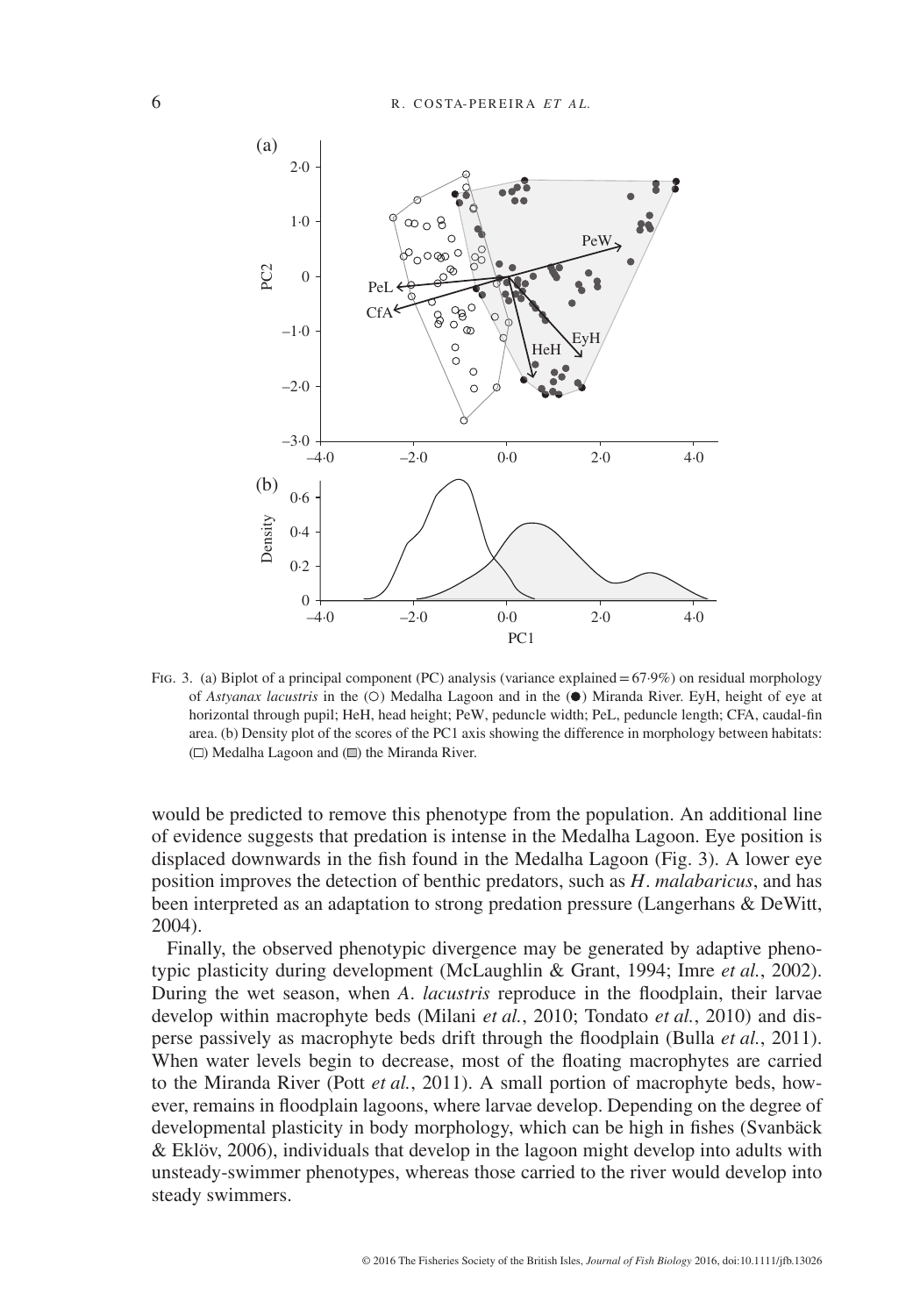Fig. 3. (a) Biplot of a principal component (PC) analysis (variance explained = 67·9%) on residual morphology of *Astyanax lacustris* in the (○) Medalha Lagoon and in the (●) Miranda River. EyH, height of eye at horizontal through pupil; HeH, head height; PeW, peduncle width; PeL, peduncle length; CFA, caudal-fin area. (b) Density plot of the scores of the PC1 axis showing the difference in morphology between habitats: (□) Medalha Lagoon and (▨) the Miranda River.

would be predicted to remove this phenotype from the population. An additional line of evidence suggests that predation is intense in the Medalha Lagoon. Eye position is displaced downwards in the fish found in the Medalha Lagoon (Fig. 3). A lower eye position improves the detection of benthic predators, such as *H. malabaricus*, and has been interpreted as an adaptation to strong predation pressure (Langerhans & DeWitt, 2004).

Finally, the observed phenotypic divergence may be generated by adaptive phenotypic plasticity during development (McLaughlin & Grant, 1994; Imre *et al.*, 2002). During the wet season, when *A. lacustris* reproduce in the floodplain, their larvae develop within macrophyte beds (Milani *et al.*, 2010; Tondato *et al.*, 2010) and disperse passively as macrophyte beds drift through the floodplain (Bulla *et al.*, 2011). When water levels begin to decrease, most of the floating macrophytes are carried to the Miranda River (Pott *et al.*, 2011). A small portion of macrophyte beds, however, remains in floodplain lagoons, where larvae develop. Depending on the degree of developmental plasticity in body morphology, which can be high in fishes (Svanbäck & Eklöv, 2006), individuals that develop in the lagoon might develop into adults with unsteady-swimmer phenotypes, whereas those carried to the river would develop into steady swimmers.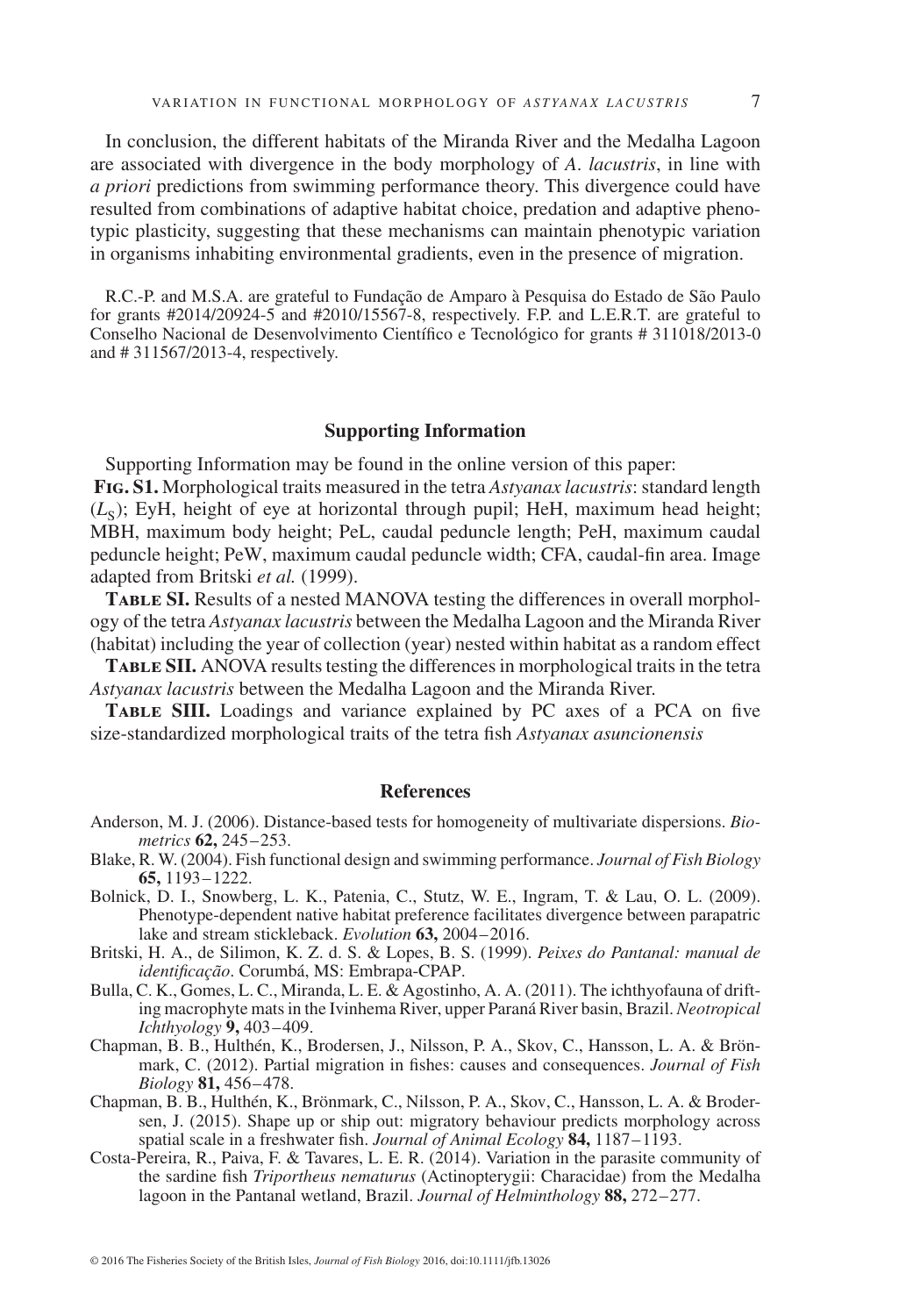In conclusion, the different habitats of the Miranda River and the Medalha Lagoon are associated with divergence in the body morphology of *A. lacustris*, in line with *a priori* predictions from swimming performance theory. This divergence could have resulted from combinations of adaptive habitat choice, predation and adaptive phenotypic plasticity, suggesting that these mechanisms can maintain phenotypic variation in organisms inhabiting environmental gradients, even in the presence of migration.

R.C.-P. and M.S.A. are grateful to Fundação de Amparo à Pesquisa do Estado de São Paulo for grants #2014/20924-5 and #2010/15567-8, respectively. F.P. and L.E.R.T. are grateful to Conselho Nacional de Desenvolvimento Científico e Tecnológico for grants # 311018/2013-0 and # 311567/2013-4, respectively.

## Supporting Information

Supporting Information may be found in the online version of this paper:

**Fig. S1.** Morphological traits measured in the tetra *Astyanax lacustris*: standard length ($L_S$); EyH, height of eye at horizontal through pupil; HeH, maximum head height; MBH, maximum body height; PeL, caudal peduncle length; PeH, maximum caudal peduncle height; PeW, maximum caudal peduncle width; CFA, caudal-fin area. Image adapted from Britski *et al.* (1999).

**Table SI.** Results of a nested MANOVA testing the differences in overall morphology of the tetra *Astyanax lacustris* between the Medalha Lagoon and the Miranda River (habitat) including the year of collection (year) nested within habitat as a random effect

**Table SII.** ANOVA results testing the differences in morphological traits in the tetra *Astyanax lacustris* between the Medalha Lagoon and the Miranda River.

**Table SIII.** Loadings and variance explained by PC axes of a PCA on five size-standardized morphological traits of the tetra fish *Astyanax asuncionensis*

## References

Anderson, M. J. (2006). Distance-based tests for homogeneity of multivariate dispersions. *Biometrics* **62,** 245–253.

Blake, R. W. (2004). Fish functional design and swimming performance. *Journal of Fish Biology* **65,** 1193–1222.

Bolnick, D. I., Snowberg, L. K., Patenia, C., Stutz, W. E., Ingram, T. & Lau, O. L. (2009). Phenotype-dependent native habitat preference facilitates divergence between parapatric lake and stream stickleback. *Evolution* **63,** 2004–2016.

Britski, H. A., de Silimon, K. Z. d. S. & Lopes, B. S. (1999). *Peixes do Pantanal: manual de identificação*. Corumbá, MS: Embrapa-CPAP.

Bulla, C. K., Gomes, L. C., Miranda, L. E. & Agostinho, A. A. (2011). The ichthyofauna of drifting macrophyte mats in the Ivinhema River, upper Paraná River basin, Brazil. *Neotropical Ichthyology* **9,** 403–409.

Chapman, B. B., Hulthén, K., Brodersen, J., Nilsson, P. A., Skov, C., Hansson, L. A. & Brönmark, C. (2012). Partial migration in fishes: causes and consequences. *Journal of Fish Biology* **81,** 456–478.

Chapman, B. B., Hulthén, K., Brönmark, C., Nilsson, P. A., Skov, C., Hansson, L. A. & Brodersen, J. (2015). Shape up or ship out: migratory behaviour predicts morphology across spatial scale in a freshwater fish. *Journal of Animal Ecology* **84,** 1187–1193.

Costa-Pereira, R., Paiva, F. & Tavares, L. E. R. (2014). Variation in the parasite community of the sardine fish *Triportheus nematurus* (Actinopterygii: Characidae) from the Medalha lagoon in the Pantanal wetland, Brazil. *Journal of Helminthology* **88,** 272–277.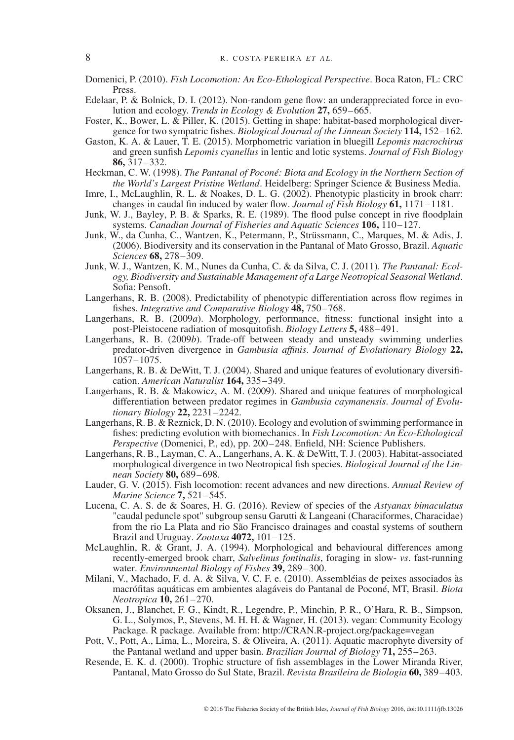Domenici, P. (2010). *Fish Locomotion: An Eco-Ethological Perspective*. Boca Raton, FL: CRC Press.

Edelaar, P. & Bolnick, D. I. (2012). Non-random gene flow: an underappreciated force in evolution and ecology. *Trends in Ecology & Evolution* **27,** 659–665.

Foster, K., Bower, L. & Piller, K. (2015). Getting in shape: habitat-based morphological divergence for two sympatric fishes. *Biological Journal of the Linnean Society* **114,** 152–162.

Gaston, K. A. & Lauer, T. E. (2015). Morphometric variation in bluegill *Lepomis macrochirus* and green sunfish *Lepomis cyanellus* in lentic and lotic systems. *Journal of Fish Biology* **86,** 317–332.

Heckman, C. W. (1998). *The Pantanal of Poconé: Biota and Ecology in the Northern Section of the World's Largest Pristine Wetland*. Heidelberg: Springer Science & Business Media.

Imre, I., McLaughlin, R. L. & Noakes, D. L. G. (2002). Phenotypic plasticity in brook charr: changes in caudal fin induced by water flow. *Journal of Fish Biology* **61,** 1171–1181.

Junk, W. J., Bayley, P. B. & Sparks, R. E. (1989). The flood pulse concept in rive floodplain systems. *Canadian Journal of Fisheries and Aquatic Sciences* **106,** 110–127.

Junk, W., da Cunha, C., Wantzen, K., Petermann, P., Strüssmann, C., Marques, M. & Adis, J. (2006). Biodiversity and its conservation in the Pantanal of Mato Grosso, Brazil. *Aquatic Sciences* **68,** 278–309.

Junk, W. J., Wantzen, K. M., Nunes da Cunha, C. & da Silva, C. J. (2011). *The Pantanal: Ecology, Biodiversity and Sustainable Management of a Large Neotropical Seasonal Wetland*. Sofia: Pensoft.

Langerhans, R. B. (2008). Predictability of phenotypic differentiation across flow regimes in fishes. *Integrative and Comparative Biology* **48,** 750–768.

Langerhans, R. B. (2009*a*). Morphology, performance, fitness: functional insight into a post-Pleistocene radiation of mosquitofish. *Biology Letters* **5,** 488–491.

Langerhans, R. B. (2009*b*). Trade-off between steady and unsteady swimming underlies predator-driven divergence in *Gambusia affinis*. *Journal of Evolutionary Biology* **22,** 1057–1075.

Langerhans, R. B. & DeWitt, T. J. (2004). Shared and unique features of evolutionary diversification. *American Naturalist* **164,** 335–349.

Langerhans, R. B. & Makowicz, A. M. (2009). Shared and unique features of morphological differentiation between predator regimes in *Gambusia caymanensis*. *Journal of Evolutionary Biology* **22,** 2231–2242.

Langerhans, R. B. & Reznick, D. N. (2010). Ecology and evolution of swimming performance in fishes: predicting evolution with biomechanics. In *Fish Locomotion: An Eco-Ethological Perspective* (Domenici, P., ed), pp. 200–248. Enfield, NH: Science Publishers.

Langerhans, R. B., Layman, C. A., Langerhans, A. K. & DeWitt, T. J. (2003). Habitat-associated morphological divergence in two Neotropical fish species. *Biological Journal of the Linnean Society* **80,** 689–698.

Lauder, G. V. (2015). Fish locomotion: recent advances and new directions. *Annual Review of Marine Science* **7,** 521–545.

Lucena, C. A. S. de & Soares, H. G. (2016). Review of species of the *Astyanax bimaculatus* "caudal peduncle spot" subgroup sensu Garutti & Langeani (Characiformes, Characidae) from the rio La Plata and rio São Francisco drainages and coastal systems of southern Brazil and Uruguay. *Zootaxa* **4072,** 101–125.

McLaughlin, R. & Grant, J. A. (1994). Morphological and behavioural differences among recently-emerged brook charr, *Salvelinus fontinalis*, foraging in slow- *vs*. fast-running water. *Environmental Biology of Fishes* **39,** 289–300.

Milani, V., Machado, F. d. A. & Silva, V. C. F. e. (2010). Assembléias de peixes associados às macrófitas aquáticas em ambientes alagáveis do Pantanal de Poconé, MT, Brasil. *Biota Neotropica* **10,** 261–270.

Oksanen, J., Blanchet, F. G., Kindt, R., Legendre, P., Minchin, P. R., O'Hara, R. B., Simpson, G. L., Solymos, P., Stevens, M. H. H. & Wagner, H. (2013). vegan: Community Ecology Package. R package. Available from: http://CRAN.R-project.org/package=vegan

Pott, V., Pott, A., Lima, L., Moreira, S. & Oliveira, A. (2011). Aquatic macrophyte diversity of the Pantanal wetland and upper basin. *Brazilian Journal of Biology* **71,** 255–263.

Resende, E. K. d. (2000). Trophic structure of fish assemblages in the Lower Miranda River, Pantanal, Mato Grosso do Sul State, Brazil. *Revista Brasileira de Biologia* **60,** 389–403.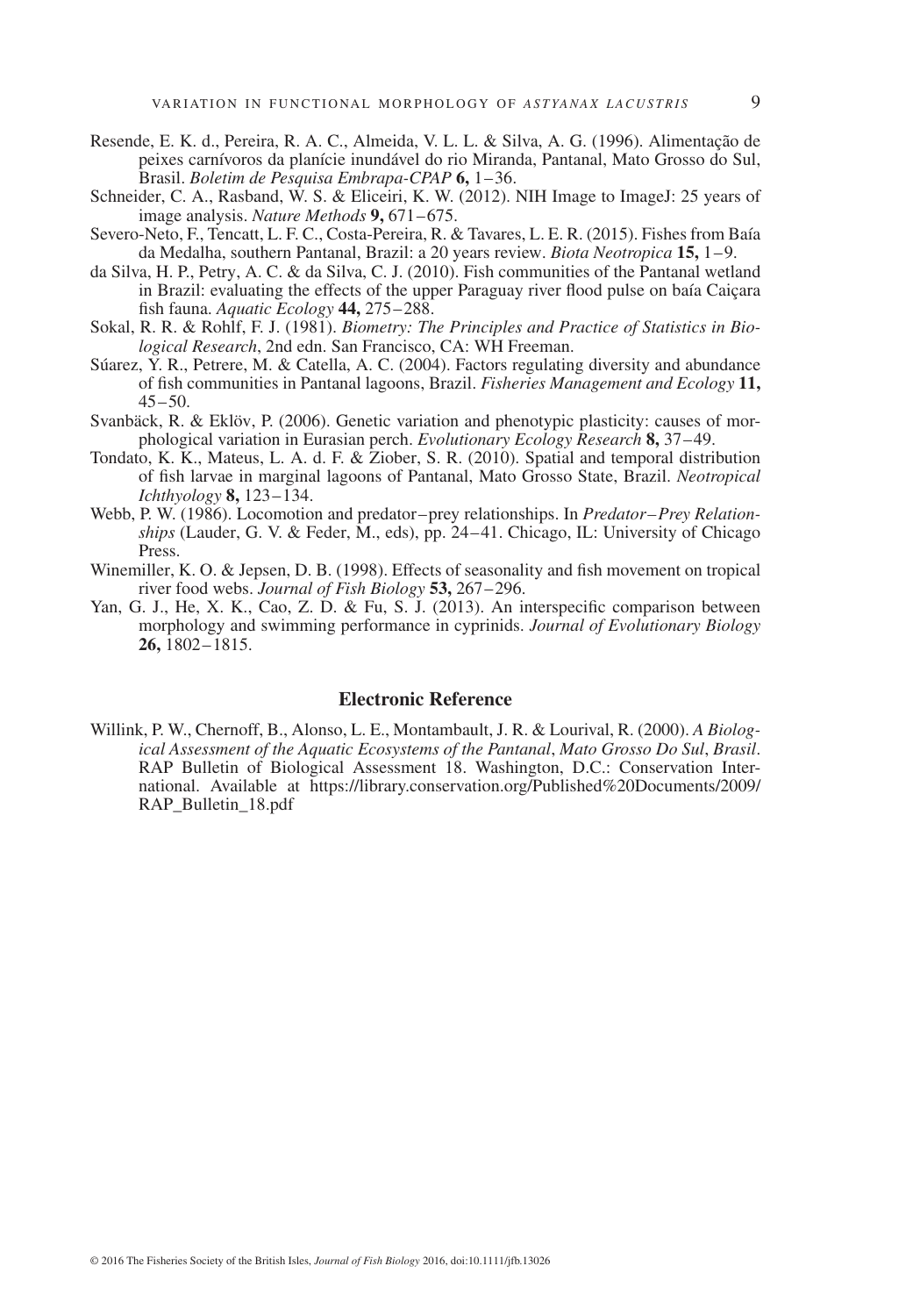Resende, E. K. d., Pereira, R. A. C., Almeida, V. L. L. & Silva, A. G. (1996). Alimentação de peixes carnívoros da planície inundável do rio Miranda, Pantanal, Mato Grosso do Sul, Brasil. *Boletim de Pesquisa Embrapa-CPAP* **6,** 1–36.

Schneider, C. A., Rasband, W. S. & Eliceiri, K. W. (2012). NIH Image to ImageJ: 25 years of image analysis. *Nature Methods* **9,** 671–675.

Severo-Neto, F., Tencatt, L. F. C., Costa-Pereira, R. & Tavares, L. E. R. (2015). Fishes from Baía da Medalha, southern Pantanal, Brazil: a 20 years review. *Biota Neotropica* **15,** 1–9.

da Silva, H. P., Petry, A. C. & da Silva, C. J. (2010). Fish communities of the Pantanal wetland in Brazil: evaluating the effects of the upper Paraguay river flood pulse on baía Caiçara fish fauna. *Aquatic Ecology* **44,** 275–288.

Sokal, R. R. & Rohlf, F. J. (1981). *Biometry: The Principles and Practice of Statistics in Biological Research*, 2nd edn. San Francisco, CA: WH Freeman.

Súarez, Y. R., Petrere, M. & Catella, A. C. (2004). Factors regulating diversity and abundance of fish communities in Pantanal lagoons, Brazil. *Fisheries Management and Ecology* **11,** 45–50.

Svanbäck, R. & Eklöv, P. (2006). Genetic variation and phenotypic plasticity: causes of morphological variation in Eurasian perch. *Evolutionary Ecology Research* **8,** 37–49.

Tondato, K. K., Mateus, L. A. d. F. & Ziober, S. R. (2010). Spatial and temporal distribution of fish larvae in marginal lagoons of Pantanal, Mato Grosso State, Brazil. *Neotropical Ichthyology* **8,** 123–134.

Webb, P. W. (1986). Locomotion and predator–prey relationships. In *Predator–Prey Relationships* (Lauder, G. V. & Feder, M., eds), pp. 24–41. Chicago, IL: University of Chicago Press.

Winemiller, K. O. & Jepsen, D. B. (1998). Effects of seasonality and fish movement on tropical river food webs. *Journal of Fish Biology* **53,** 267–296.

Yan, G. J., He, X. K., Cao, Z. D. & Fu, S. J. (2013). An interspecific comparison between morphology and swimming performance in cyprinids. *Journal of Evolutionary Biology* **26,** 1802–1815.

## Electronic Reference

Willink, P. W., Chernoff, B., Alonso, L. E., Montambault, J. R. & Lourival, R. (2000). *A Biological Assessment of the Aquatic Ecosystems of the Pantanal*, *Mato Grosso Do Sul*, *Brasil*. RAP Bulletin of Biological Assessment 18. Washington, D.C.: Conservation International. Available at https://library.conservation.org/Published%20Documents/2009/RAP_Bulletin_18.pdf